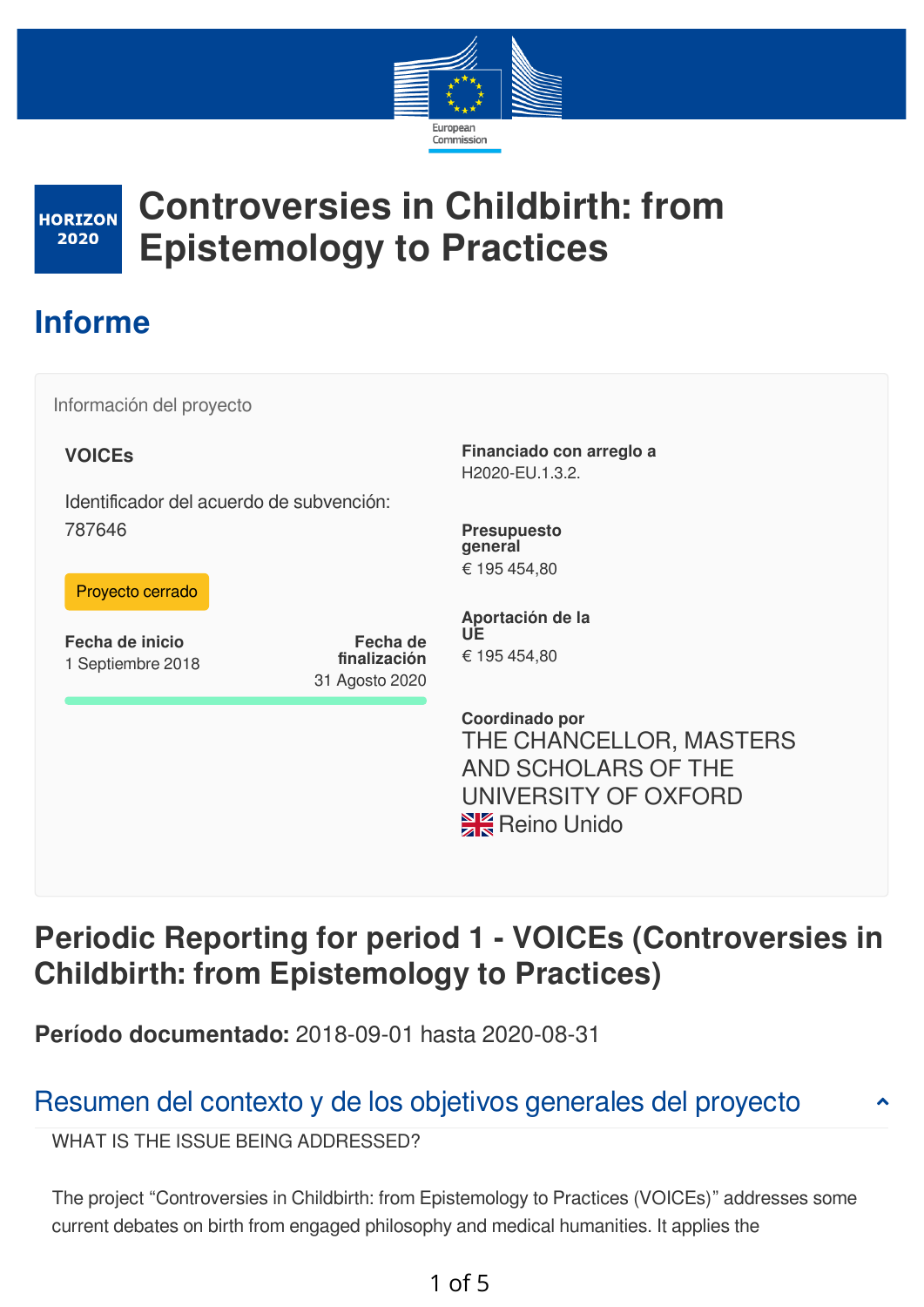European Commission

HORIZON 2020

# Controversies in Childbirth: from Epistemology to Practices

## Informe

Información del proyecto

**VOICEs**

Identificador del acuerdo de subvención: 787646

Proyecto cerrado

**Fecha de inicio**
1 Septiembre 2018

**Fecha de finalización**
31 Agosto 2020

**Financiado con arreglo a**
H2020-EU.1.3.2.

**Presupuesto general**
€ 195 454,80

**Aportación de la UE**
€ 195 454,80

**Coordinado por**
THE CHANCELLOR, MASTERS AND SCHOLARS OF THE UNIVERSITY OF OXFORD
Reino Unido

## Periodic Reporting for period 1 - VOICEs (Controversies in Childbirth: from Epistemology to Practices)

**Período documentado:** 2018-09-01 hasta 2020-08-31

### Resumen del contexto y de los objetivos generales del proyecto

WHAT IS THE ISSUE BEING ADDRESSED?

The project “Controversies in Childbirth: from Epistemology to Practices (VOICEs)” addresses some current debates on birth from engaged philosophy and medical humanities. It applies the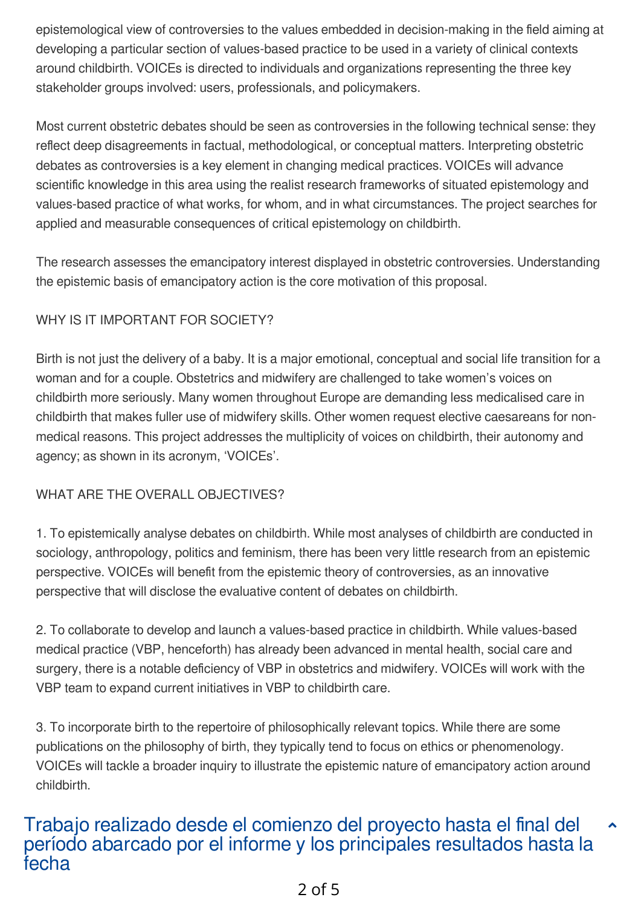epistemological view of controversies to the values embedded in decision-making in the field aiming at developing a particular section of values-based practice to be used in a variety of clinical contexts around childbirth. VOICEs is directed to individuals and organizations representing the three key stakeholder groups involved: users, professionals, and policymakers.

Most current obstetric debates should be seen as controversies in the following technical sense: they reflect deep disagreements in factual, methodological, or conceptual matters. Interpreting obstetric debates as controversies is a key element in changing medical practices. VOICEs will advance scientific knowledge in this area using the realist research frameworks of situated epistemology and values-based practice of what works, for whom, and in what circumstances. The project searches for applied and measurable consequences of critical epistemology on childbirth.

The research assesses the emancipatory interest displayed in obstetric controversies. Understanding the epistemic basis of emancipatory action is the core motivation of this proposal.

WHY IS IT IMPORTANT FOR SOCIETY?

Birth is not just the delivery of a baby. It is a major emotional, conceptual and social life transition for a woman and for a couple. Obstetrics and midwifery are challenged to take women's voices on childbirth more seriously. Many women throughout Europe are demanding less medicalised care in childbirth that makes fuller use of midwifery skills. Other women request elective caesareans for non-medical reasons. This project addresses the multiplicity of voices on childbirth, their autonomy and agency; as shown in its acronym, 'VOICEs'.

WHAT ARE THE OVERALL OBJECTIVES?

1. To epistemically analyse debates on childbirth. While most analyses of childbirth are conducted in sociology, anthropology, politics and feminism, there has been very little research from an epistemic perspective. VOICEs will benefit from the epistemic theory of controversies, as an innovative perspective that will disclose the evaluative content of debates on childbirth.

2. To collaborate to develop and launch a values-based practice in childbirth. While values-based medical practice (VBP, henceforth) has already been advanced in mental health, social care and surgery, there is a notable deficiency of VBP in obstetrics and midwifery. VOICEs will work with the VBP team to expand current initiatives in VBP to childbirth care.

3. To incorporate birth to the repertoire of philosophically relevant topics. While there are some publications on the philosophy of birth, they typically tend to focus on ethics or phenomenology. VOICEs will tackle a broader inquiry to illustrate the epistemic nature of emancipatory action around childbirth.

## Trabajo realizado desde el comienzo del proyecto hasta el final del período abarcado por el informe y los principales resultados hasta la fecha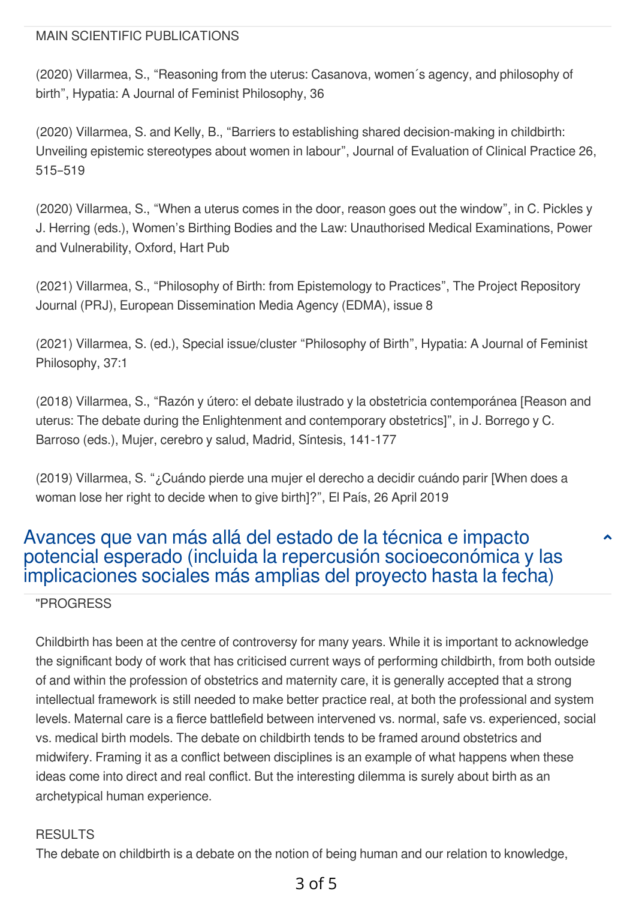MAIN SCIENTIFIC PUBLICATIONS

(2020) Villarmea, S., “Reasoning from the uterus: Casanova, women´s agency, and philosophy of birth”, Hypatia: A Journal of Feminist Philosophy, 36

(2020) Villarmea, S. and Kelly, B., “Barriers to establishing shared decision-making in childbirth: Unveiling epistemic stereotypes about women in labour”, Journal of Evaluation of Clinical Practice 26, 515–519

(2020) Villarmea, S., “When a uterus comes in the door, reason goes out the window”, in C. Pickles y J. Herring (eds.), Women’s Birthing Bodies and the Law: Unauthorised Medical Examinations, Power and Vulnerability, Oxford, Hart Pub

(2021) Villarmea, S., “Philosophy of Birth: from Epistemology to Practices”, The Project Repository Journal (PRJ), European Dissemination Media Agency (EDMA), issue 8

(2021) Villarmea, S. (ed.), Special issue/cluster “Philosophy of Birth”, Hypatia: A Journal of Feminist Philosophy, 37:1

(2018) Villarmea, S., “Razón y útero: el debate ilustrado y la obstetricia contemporánea [Reason and uterus: The debate during the Enlightenment and contemporary obstetrics]”, in J. Borrego y C. Barroso (eds.), Mujer, cerebro y salud, Madrid, Síntesis, 141-177

(2019) Villarmea, S. “¿Cuándo pierde una mujer el derecho a decidir cuándo parir [When does a woman lose her right to decide when to give birth]?”, El País, 26 April 2019

## Avances que van más allá del estado de la técnica e impacto potencial esperado (incluida la repercusión socioeconómica y las implicaciones sociales más amplias del proyecto hasta la fecha)

"PROGRESS

Childbirth has been at the centre of controversy for many years. While it is important to acknowledge the significant body of work that has criticised current ways of performing childbirth, from both outside of and within the profession of obstetrics and maternity care, it is generally accepted that a strong intellectual framework is still needed to make better practice real, at both the professional and system levels. Maternal care is a fierce battlefield between intervened vs. normal, safe vs. experienced, social vs. medical birth models. The debate on childbirth tends to be framed around obstetrics and midwifery. Framing it as a conflict between disciplines is an example of what happens when these ideas come into direct and real conflict. But the interesting dilemma is surely about birth as an archetypical human experience.

RESULTS

The debate on childbirth is a debate on the notion of being human and our relation to knowledge,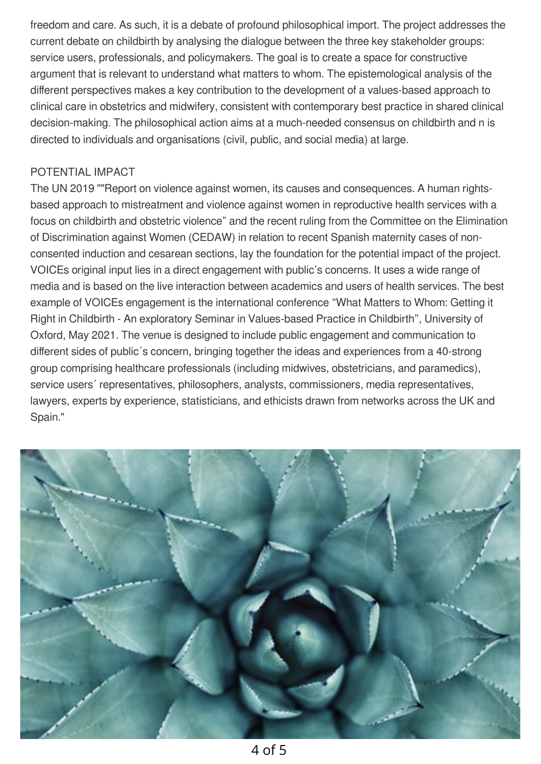freedom and care. As such, it is a debate of profound philosophical import. The project addresses the current debate on childbirth by analysing the dialogue between the three key stakeholder groups: service users, professionals, and policymakers. The goal is to create a space for constructive argument that is relevant to understand what matters to whom. The epistemological analysis of the different perspectives makes a key contribution to the development of a values-based approach to clinical care in obstetrics and midwifery, consistent with contemporary best practice in shared clinical decision-making. The philosophical action aims at a much-needed consensus on childbirth and n is directed to individuals and organisations (civil, public, and social media) at large.

POTENTIAL IMPACT

The UN 2019 ""Report on violence against women, its causes and consequences. A human rights-based approach to mistreatment and violence against women in reproductive health services with a focus on childbirth and obstetric violence" and the recent ruling from the Committee on the Elimination of Discrimination against Women (CEDAW) in relation to recent Spanish maternity cases of non-consented induction and cesarean sections, lay the foundation for the potential impact of the project. VOICEs original input lies in a direct engagement with public's concerns. It uses a wide range of media and is based on the live interaction between academics and users of health services. The best example of VOICEs engagement is the international conference "What Matters to Whom: Getting it Right in Childbirth - An exploratory Seminar in Values-based Practice in Childbirth", University of Oxford, May 2021. The venue is designed to include public engagement and communication to different sides of public´s concern, bringing together the ideas and experiences from a 40-strong group comprising healthcare professionals (including midwives, obstetricians, and paramedics), service users´ representatives, philosophers, analysts, commissioners, media representatives, lawyers, experts by experience, statisticians, and ethicists drawn from networks across the UK and Spain."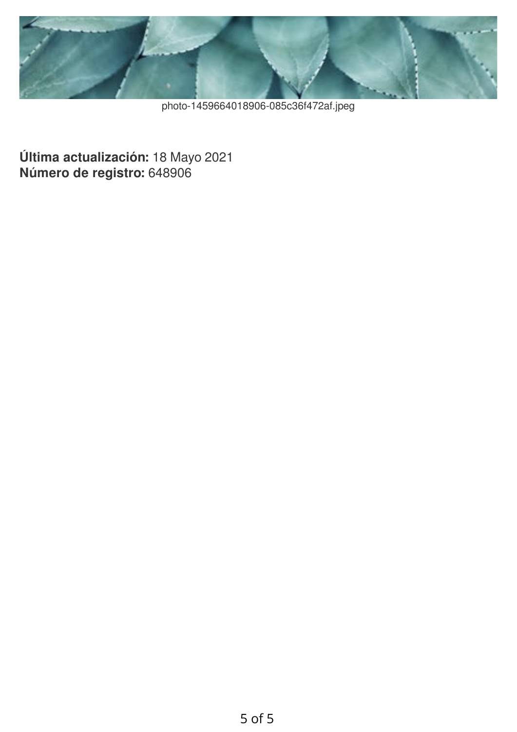photo-1459664018906-085c36f472af.jpeg

**Última actualización:** 18 Mayo 2021
**Número de registro:** 648906